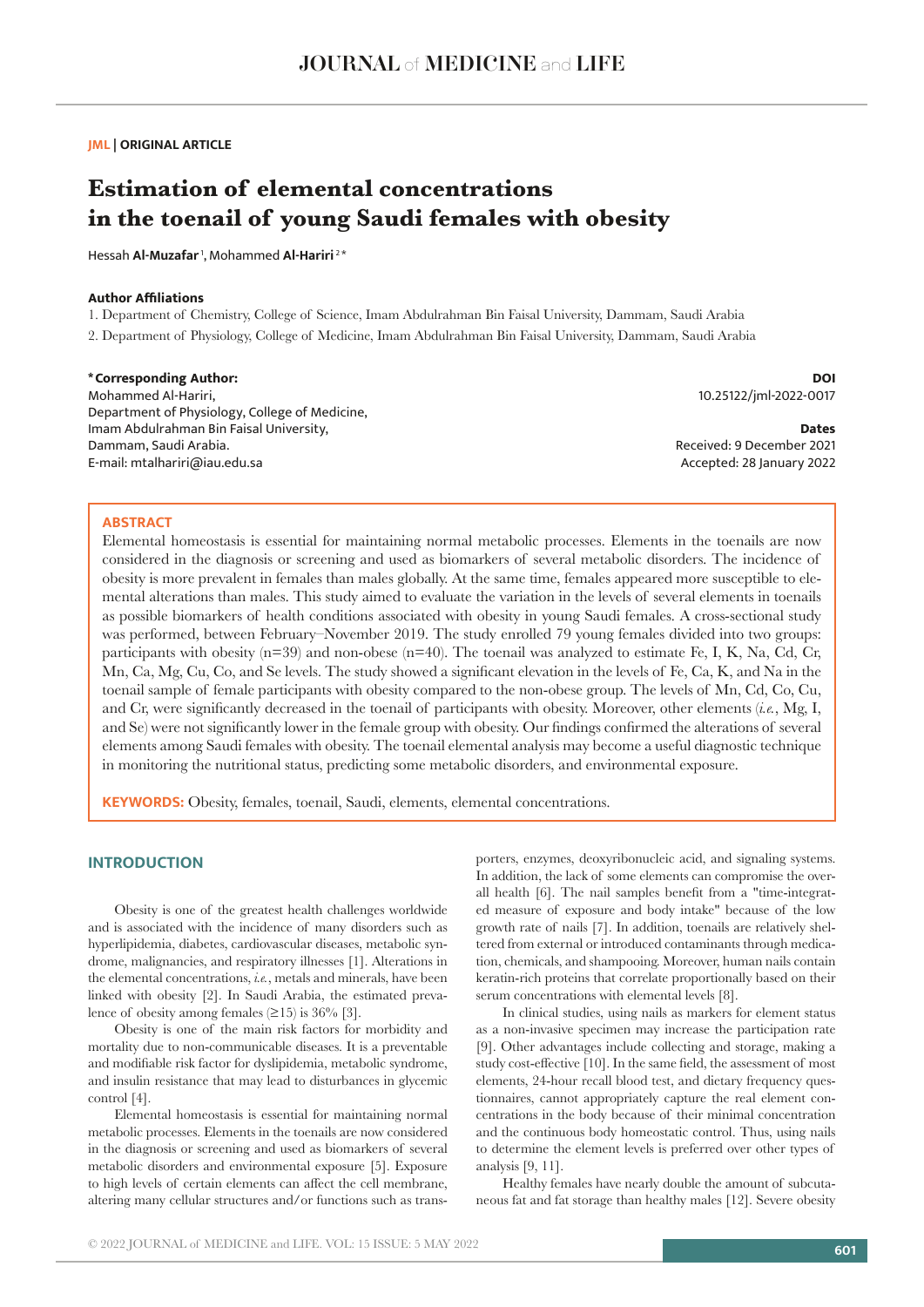**JML | ORIGINAL ARTICLE**

# Estimation of elemental concentrations in the toenail of young Saudi females with obesity

Hessah **Al-Muzafar** [1], Mohammed **Al-Hariri** [2*]

**Author Affiliations**

1. Department of Chemistry, College of Science, Imam Abdulrahman Bin Faisal University, Dammam, Saudi Arabia
2. Department of Physiology, College of Medicine, Imam Abdulrahman Bin Faisal University, Dammam, Saudi Arabia

**\*Corresponding Author:**
Mohammed Al-Hariri,
Department of Physiology, College of Medicine,
Imam Abdulrahman Bin Faisal University,
Dammam, Saudi Arabia.
E-mail: mtalhariri@iau.edu.sa

**DOI**
10.25122/jml-2022-0017

**Dates**
Received: 9 December 2021
Accepted: 28 January 2022

## ABSTRACT

Elemental homeostasis is essential for maintaining normal metabolic processes. Elements in the toenails are now considered in the diagnosis or screening and used as biomarkers of several metabolic disorders. The incidence of obesity is more prevalent in females than males globally. At the same time, females appeared more susceptible to elemental alterations than males. This study aimed to evaluate the variation in the levels of several elements in toenails as possible biomarkers of health conditions associated with obesity in young Saudi females. A cross-sectional study was performed, between February–November 2019. The study enrolled 79 young females divided into two groups: participants with obesity (n=39) and non-obese (n=40). The toenail was analyzed to estimate Fe, I, K, Na, Cd, Cr, Mn, Ca, Mg, Cu, Co, and Se levels. The study showed a significant elevation in the levels of Fe, Ca, K, and Na in the toenail sample of female participants with obesity compared to the non-obese group. The levels of Mn, Cd, Co, Cu, and Cr, were significantly decreased in the toenail of participants with obesity. Moreover, other elements (*i.e.*, Mg, I, and Se) were not significantly lower in the female group with obesity. Our findings confirmed the alterations of several elements among Saudi females with obesity. The toenail elemental analysis may become a useful diagnostic technique in monitoring the nutritional status, predicting some metabolic disorders, and environmental exposure.

**KEYWORDS:** Obesity, females, toenail, Saudi, elements, elemental concentrations.

## INTRODUCTION

Obesity is one of the greatest health challenges worldwide and is associated with the incidence of many disorders such as hyperlipidemia, diabetes, cardiovascular diseases, metabolic syndrome, malignancies, and respiratory illnesses [1]. Alterations in the elemental concentrations, *i.e.*, metals and minerals, have been linked with obesity [2]. In Saudi Arabia, the estimated prevalence of obesity among females (≥15) is 36% [3].

Obesity is one of the main risk factors for morbidity and mortality due to non-communicable diseases. It is a preventable and modifiable risk factor for dyslipidemia, metabolic syndrome, and insulin resistance that may lead to disturbances in glycemic control [4].

Elemental homeostasis is essential for maintaining normal metabolic processes. Elements in the toenails are now considered in the diagnosis or screening and used as biomarkers of several metabolic disorders and environmental exposure [5]. Exposure to high levels of certain elements can affect the cell membrane, altering many cellular structures and/or functions such as transporters, enzymes, deoxyribonucleic acid, and signaling systems. In addition, the lack of some elements can compromise the overall health [6]. The nail samples benefit from a "time-integrated measure of exposure and body intake" because of the low growth rate of nails [7]. In addition, toenails are relatively sheltered from external or introduced contaminants through medication, chemicals, and shampooing. Moreover, human nails contain keratin-rich proteins that correlate proportionally based on their serum concentrations with elemental levels [8].

In clinical studies, using nails as markers for element status as a non-invasive specimen may increase the participation rate [9]. Other advantages include collecting and storage, making a study cost-effective [10]. In the same field, the assessment of most elements, 24-hour recall blood test, and dietary frequency questionnaires, cannot appropriately capture the real element concentrations in the body because of their minimal concentration and the continuous body homeostatic control. Thus, using nails to determine the element levels is preferred over other types of analysis [9, 11].

Healthy females have nearly double the amount of subcutaneous fat and fat storage than healthy males [12]. Severe obesity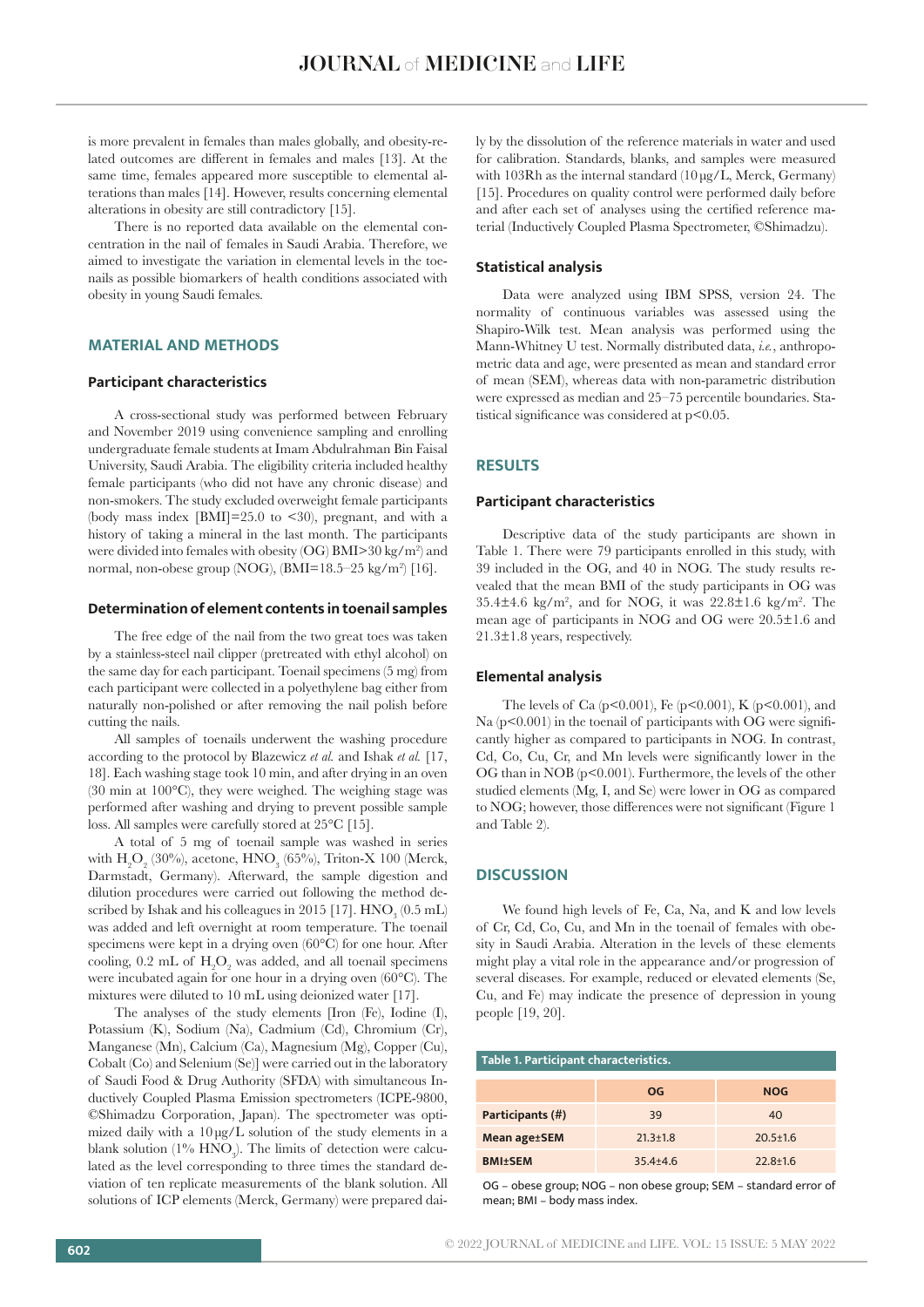is more prevalent in females than males globally, and obesity-related outcomes are different in females and males [13]. At the same time, females appeared more susceptible to elemental alterations than males [14]. However, results concerning elemental alterations in obesity are still contradictory [15].

There is no reported data available on the elemental concentration in the nail of females in Saudi Arabia. Therefore, we aimed to investigate the variation in elemental levels in the toenails as possible biomarkers of health conditions associated with obesity in young Saudi females.

## MATERIAL AND METHODS

### Participant characteristics

A cross-sectional study was performed between February and November 2019 using convenience sampling and enrolling undergraduate female students at Imam Abdulrahman Bin Faisal University, Saudi Arabia. The eligibility criteria included healthy female participants (who did not have any chronic disease) and non-smokers. The study excluded overweight female participants (body mass index [BMI]=25.0 to <30), pregnant, and with a history of taking a mineral in the last month. The participants were divided into females with obesity (OG) BMI>30 kg/m$^2$) and normal, non-obese group (NOG), (BMI=18.5–25 kg/m$^2$) [16].

### Determination of element contents in toenail samples

The free edge of the nail from the two great toes was taken by a stainless-steel nail clipper (pretreated with ethyl alcohol) on the same day for each participant. Toenail specimens (5 mg) from each participant were collected in a polyethylene bag either from naturally non-polished or after removing the nail polish before cutting the nails.

All samples of toenails underwent the washing procedure according to the protocol by Blazewicz *et al.* and Ishak *et al.* [17, 18]. Each washing stage took 10 min, and after drying in an oven (30 min at 100°C), they were weighed. The weighing stage was performed after washing and drying to prevent possible sample loss. All samples were carefully stored at 25°C [15].

A total of 5 mg of toenail sample was washed in series with $H_2O_2$ (30%), acetone, $HNO_3$ (65%), Triton-X 100 (Merck, Darmstadt, Germany). Afterward, the sample digestion and dilution procedures were carried out following the method described by Ishak and his colleagues in 2015 [17]. $HNO_3$ (0.5 mL) was added and left overnight at room temperature. The toenail specimens were kept in a drying oven (60°C) for one hour. After cooling, 0.2 mL of $H_2O_2$ was added, and all toenail specimens were incubated again for one hour in a drying oven (60°C). The mixtures were diluted to 10 mL using deionized water [17].

The analyses of the study elements [Iron (Fe), Iodine (I), Potassium (K), Sodium (Na), Cadmium (Cd), Chromium (Cr), Manganese (Mn), Calcium (Ca), Magnesium (Mg), Copper (Cu), Cobalt (Co) and Selenium (Se)] were carried out in the laboratory of Saudi Food & Drug Authority (SFDA) with simultaneous Inductively Coupled Plasma Emission spectrometers (ICPE-9800, ©Shimadzu Corporation, Japan). The spectrometer was optimized daily with a 10 µg/L solution of the study elements in a blank solution (1% $HNO_3$). The limits of detection were calculated as the level corresponding to three times the standard deviation of ten replicate measurements of the blank solution. All solutions of ICP elements (Merck, Germany) were prepared daily by the dissolution of the reference materials in water and used for calibration. Standards, blanks, and samples were measured with 103Rh as the internal standard (10 µg/L, Merck, Germany) [15]. Procedures on quality control were performed daily before and after each set of analyses using the certified reference material (Inductively Coupled Plasma Spectrometer, ©Shimadzu).

### Statistical analysis

Data were analyzed using IBM SPSS, version 24. The normality of continuous variables was assessed using the Shapiro-Wilk test. Mean analysis was performed using the Mann-Whitney U test. Normally distributed data, *i.e.*, anthropometric data and age, were presented as mean and standard error of mean (SEM), whereas data with non-parametric distribution were expressed as median and 25–75 percentile boundaries. Statistical significance was considered at $p<0.05$.

## RESULTS

### Participant characteristics

Descriptive data of the study participants are shown in Table 1. There were 79 participants enrolled in this study, with 39 included in the OG, and 40 in NOG. The study results revealed that the mean BMI of the study participants in OG was 35.4±4.6 kg/m$^2$, and for NOG, it was 22.8±1.6 kg/m$^2$. The mean age of participants in NOG and OG were 20.5±1.6 and 21.3±1.8 years, respectively.

### Elemental analysis

The levels of Ca ($p<0.001$), Fe ($p<0.001$), K ($p<0.001$), and Na ($p<0.001$) in the toenail of participants with OG were significantly higher as compared to participants in NOG. In contrast, Cd, Co, Cu, Cr, and Mn levels were significantly lower in the OG than in NOB ($p<0.001$). Furthermore, the levels of the other studied elements (Mg, I, and Se) were lower in OG as compared to NOG; however, those differences were not significant (Figure 1 and Table 2).

## DISCUSSION

We found high levels of Fe, Ca, Na, and K and low levels of Cr, Cd, Co, Cu, and Mn in the toenail of females with obesity in Saudi Arabia. Alteration in the levels of these elements might play a vital role in the appearance and/or progression of several diseases. For example, reduced or elevated elements (Se, Cu, and Fe) may indicate the presence of depression in young people [19, 20].

**Table 1. Participant characteristics.**

| | OG | NOG |
|---|---|---|
| **Participants (#)** | 39 | 40 |
| **Mean age±SEM** | 21.3±1.8 | 20.5±1.6 |
| **BMI±SEM** | 35.4±4.6 | 22.8±1.6 |

OG – obese group; NOG – non obese group; SEM – standard error of mean; BMI – body mass index.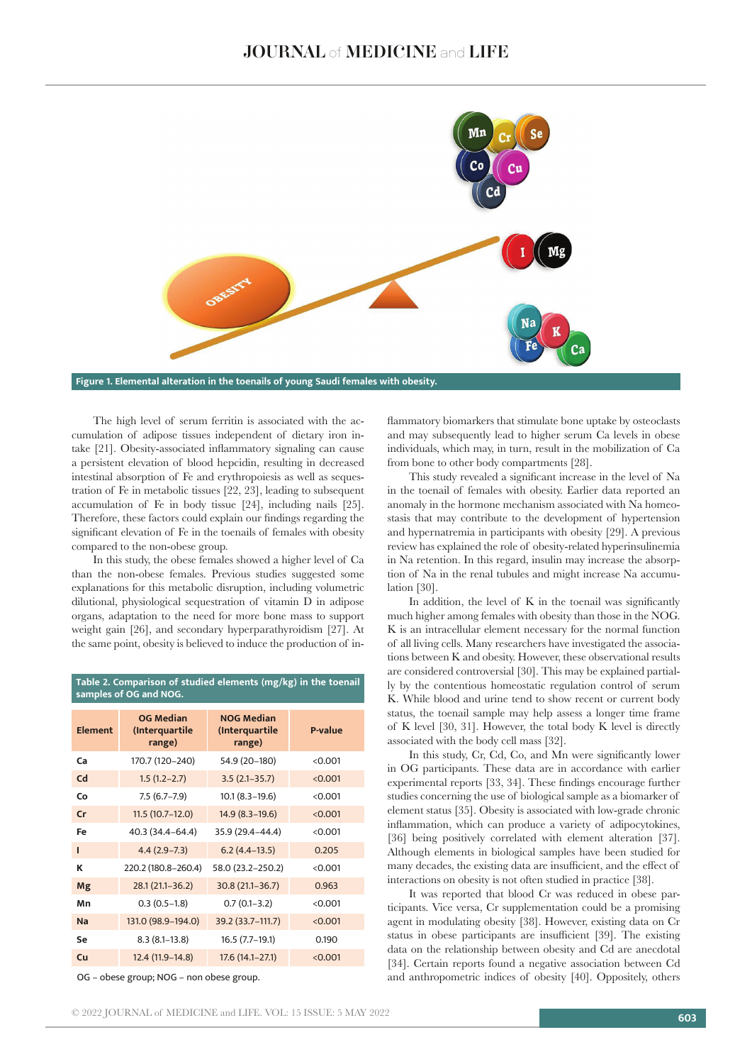Figure 1. Elemental alteration in the toenails of young Saudi females with obesity.

The high level of serum ferritin is associated with the accumulation of adipose tissues independent of dietary iron intake [21]. Obesity-associated inflammatory signaling can cause a persistent elevation of blood hepcidin, resulting in decreased intestinal absorption of Fe and erythropoiesis as well as sequestration of Fe in metabolic tissues [22, 23], leading to subsequent accumulation of Fe in body tissue [24], including nails [25]. Therefore, these factors could explain our findings regarding the significant elevation of Fe in the toenails of females with obesity compared to the non-obese group.

In this study, the obese females showed a higher level of Ca than the non-obese females. Previous studies suggested some explanations for this metabolic disruption, including volumetric dilutional, physiological sequestration of vitamin D in adipose organs, adaptation to the need for more bone mass to support weight gain [26], and secondary hyperparathyroidism [27]. At the same point, obesity is believed to induce the production of inflammatory biomarkers that stimulate bone uptake by osteoclasts and may subsequently lead to higher serum Ca levels in obese individuals, which may, in turn, result in the mobilization of Ca from bone to other body compartments [28].

**Table 2. Comparison of studied elements (mg/kg) in the toenail samples of OG and NOG.**

| Element | OG Median (Interquartile range) | NOG Median (Interquartile range) | P-value |
|---|---|---|---|
| Ca | 170.7 (120–240) | 54.9 (20–180) | <0.001 |
| Cd | 1.5 (1.2–2.7) | 3.5 (2.1–35.7) | <0.001 |
| Co | 7.5 (6.7–7.9) | 10.1 (8.3–19.6) | <0.001 |
| Cr | 11.5 (10.7–12.0) | 14.9 (8.3–19.6) | <0.001 |
| Fe | 40.3 (34.4–64.4) | 35.9 (29.4–44.4) | <0.001 |
| I | 4.4 (2.9–7.3) | 6.2 (4.4–13.5) | 0.205 |
| K | 220.2 (180.8–260.4) | 58.0 (23.2–250.2) | <0.001 |
| Mg | 28.1 (21.1–36.2) | 30.8 (21.1–36.7) | 0.963 |
| Mn | 0.3 (0.5–1.8) | 0.7 (0.1–3.2) | <0.001 |
| Na | 131.0 (98.9–194.0) | 39.2 (33.7–111.7) | <0.001 |
| Se | 8.3 (8.1–13.8) | 16.5 (7.7–19.1) | 0.190 |
| Cu | 12.4 (11.9–14.8) | 17.6 (14.1–27.1) | <0.001 |

OG – obese group; NOG – non obese group.

This study revealed a significant increase in the level of Na in the toenail of females with obesity. Earlier data reported an anomaly in the hormone mechanism associated with Na homeostasis that may contribute to the development of hypertension and hypernatremia in participants with obesity [29]. A previous review has explained the role of obesity-related hyperinsulinemia in Na retention. In this regard, insulin may increase the absorption of Na in the renal tubules and might increase Na accumulation [30].

In addition, the level of K in the toenail was significantly much higher among females with obesity than those in the NOG. K is an intracellular element necessary for the normal function of all living cells. Many researchers have investigated the associations between K and obesity. However, these observational results are considered controversial [30]. This may be explained partially by the contentious homeostatic regulation control of serum K. While blood and urine tend to show recent or current body status, the toenail sample may help assess a longer time frame of K level [30, 31]. However, the total body K level is directly associated with the body cell mass [32].

In this study, Cr, Cd, Co, and Mn were significantly lower in OG participants. These data are in accordance with earlier experimental reports [33, 34]. These findings encourage further studies concerning the use of biological sample as a biomarker of element status [35]. Obesity is associated with low-grade chronic inflammation, which can produce a variety of adipocytokines, [36] being positively correlated with element alteration [37]. Although elements in biological samples have been studied for many decades, the existing data are insufficient, and the effect of interactions on obesity is not often studied in practice [38].

It was reported that blood Cr was reduced in obese participants. Vice versa, Cr supplementation could be a promising agent in modulating obesity [38]. However, existing data on Cr status in obese participants are insufficient [39]. The existing data on the relationship between obesity and Cd are anecdotal [34]. Certain reports found a negative association between Cd and anthropometric indices of obesity [40]. Oppositely, others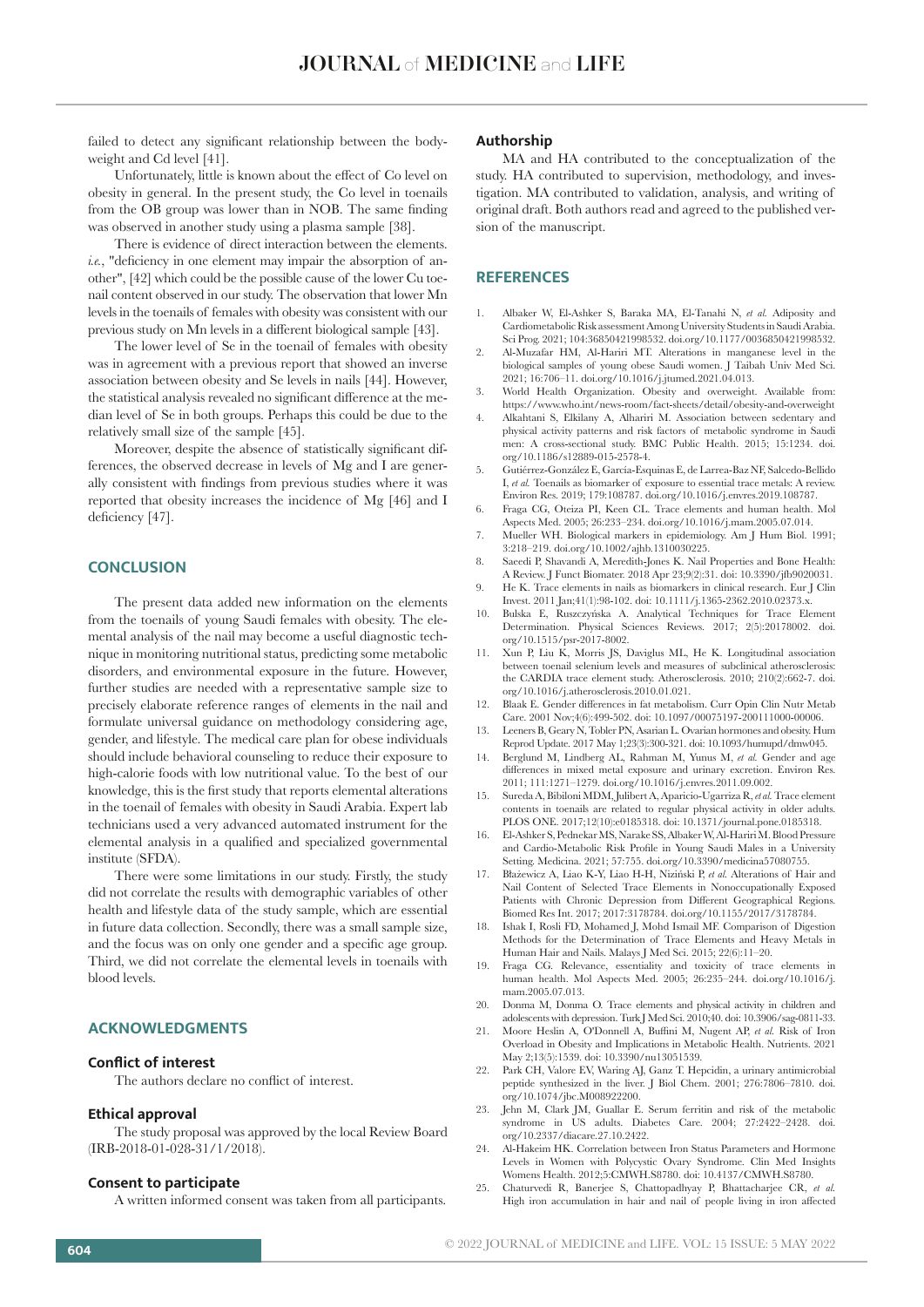failed to detect any significant relationship between the bodyweight and Cd level [41].

Unfortunately, little is known about the effect of Co level on obesity in general. In the present study, the Co level in toenails from the OB group was lower than in NOB. The same finding was observed in another study using a plasma sample [38].

There is evidence of direct interaction between the elements. *i.e.*, "deficiency in one element may impair the absorption of another", [42] which could be the possible cause of the lower Cu toenail content observed in our study. The observation that lower Mn levels in the toenails of females with obesity was consistent with our previous study on Mn levels in a different biological sample [43].

The lower level of Se in the toenail of females with obesity was in agreement with a previous report that showed an inverse association between obesity and Se levels in nails [44]. However, the statistical analysis revealed no significant difference at the median level of Se in both groups. Perhaps this could be due to the relatively small size of the sample [45].

Moreover, despite the absence of statistically significant differences, the observed decrease in levels of Mg and I are generally consistent with findings from previous studies where it was reported that obesity increases the incidence of Mg [46] and I deficiency [47].

## CONCLUSION

The present data added new information on the elements from the toenails of young Saudi females with obesity. The elemental analysis of the nail may become a useful diagnostic technique in monitoring nutritional status, predicting some metabolic disorders, and environmental exposure in the future. However, further studies are needed with a representative sample size to precisely elaborate reference ranges of elements in the nail and formulate universal guidance on methodology considering age, gender, and lifestyle. The medical care plan for obese individuals should include behavioral counseling to reduce their exposure to high-calorie foods with low nutritional value. To the best of our knowledge, this is the first study that reports elemental alterations in the toenail of females with obesity in Saudi Arabia. Expert lab technicians used a very advanced automated instrument for the elemental analysis in a qualified and specialized governmental institute (SFDA).

There were some limitations in our study. Firstly, the study did not correlate the results with demographic variables of other health and lifestyle data of the study sample, which are essential in future data collection. Secondly, there was a small sample size, and the focus was on only one gender and a specific age group. Third, we did not correlate the elemental levels in toenails with blood levels.

## ACKNOWLEDGMENTS

### Conflict of interest

The authors declare no conflict of interest.

### Ethical approval

The study proposal was approved by the local Review Board (IRB-2018-01-028-31/1/2018).

### Consent to participate

A written informed consent was taken from all participants.

### Authorship

MA and HA contributed to the conceptualization of the study. HA contributed to supervision, methodology, and investigation. MA contributed to validation, analysis, and writing of original draft. Both authors read and agreed to the published version of the manuscript.

## REFERENCES

1. Albaker W, El-Ashker S, Baraka MA, El-Tanahi N, *et al.* Adiposity and Cardiometabolic Risk assessment Among University Students in Saudi Arabia. Sci Prog. 2021; 104:36850421998532. doi.org/10.1177/0036850421998532.
2. Al-Muzafar HM, Al-Hariri MT. Alterations in manganese level in the biological samples of young obese Saudi women. J Taibah Univ Med Sci. 2021; 16:706–11. doi.org/10.1016/j.jtumed.2021.04.013.
3. World Health Organization. Obesity and overweight. Available from: https://www.who.int/news-room/fact-sheets/detail/obesity-and-overweight
4. Alkahtani S, Elkilany A, Alhariri M. Association between sedentary and physical activity patterns and risk factors of metabolic syndrome in Saudi men: A cross-sectional study. BMC Public Health. 2015; 15:1234. doi.org/10.1186/s12889-015-2578-4.
5. Gutiérrez-González E, García-Esquinas E, de Larrea-Baz NF, Salcedo-Bellido I, *et al.* Toenails as biomarker of exposure to essential trace metals: A review. Environ Res. 2019; 179:108787. doi.org/10.1016/j.envres.2019.108787.
6. Fraga CG, Oteiza PI, Keen CL. Trace elements and human health. Mol Aspects Med. 2005; 26:233–234. doi.org/10.1016/j.mam.2005.07.014.
7. Mueller WH. Biological markers in epidemiology. Am J Hum Biol. 1991; 3:218–219. doi.org/10.1002/ajhb.1310030225.
8. Saeedi P, Shavandi A, Meredith-Jones K. Nail Properties and Bone Health: A Review. J Funct Biomater. 2018 Apr 23;9(2):31. doi: 10.3390/jfb9020031.
9. He K. Trace elements in nails as biomarkers in clinical research. Eur J Clin Invest. 2011 Jan;41(1):98-102. doi: 10.1111/j.1365-2362.2010.02373.x.
10. Bulska E, Ruszczyńska A. Analytical Techniques for Trace Element Determination. Physical Sciences Reviews. 2017; 2(5):20178002. doi.org/10.1515/psr-2017-8002.
11. Xun P, Liu K, Morris JS, Daviglus ML, He K. Longitudinal association between toenail selenium levels and measures of subclinical atherosclerosis: the CARDIA trace element study. Atherosclerosis. 2010; 210(2):662-7. doi.org/10.1016/j.atherosclerosis.2010.01.021.
12. Blaak E. Gender differences in fat metabolism. Curr Opin Clin Nutr Metab Care. 2001 Nov;4(6):499-502. doi: 10.1097/00075197-200111000-00006.
13. Leeners B, Geary N, Tobler PN, Asarian L. Ovarian hormones and obesity. Hum Reprod Update. 2017 May 1;23(3):300-321. doi: 10.1093/humupd/dmw045.
14. Berglund M, Lindberg AL, Rahman M, Yunus M, *et al.* Gender and age differences in mixed metal exposure and urinary excretion. Environ Res. 2011; 111:1271–1279. doi.org/10.1016/j.envres.2011.09.002.
15. Sureda A, Bibiloni MDM, Julibert A, Aparicio-Ugarriza R, *et al.* Trace element contents in toenails are related to regular physical activity in older adults. PLOS ONE. 2017;12(10):e0185318. doi: 10.1371/journal.pone.0185318.
16. El-Ashker S, Pednekar MS, Narake SS, Albaker W, Al-Hariri M. Blood Pressure and Cardio-Metabolic Risk Profile in Young Saudi Males in a University Setting. Medicina. 2021; 57:755. doi.org/10.3390/medicina57080755.
17. Błażewicz A, Liao K-Y, Liao H-H, Niziński P, *et al.* Alterations of Hair and Nail Content of Selected Trace Elements in Nonoccupationally Exposed Patients with Chronic Depression from Different Geographical Regions. Biomed Res Int. 2017; 2017:3178784. doi.org/10.1155/2017/3178784.
18. Ishak I, Rosli FD, Mohamed J, Mohd Ismail MF. Comparison of Digestion Methods for the Determination of Trace Elements and Heavy Metals in Human Hair and Nails. Malays J Med Sci. 2015; 22(6):11–20.
19. Fraga CG. Relevance, essentiality and toxicity of trace elements in human health. Mol Aspects Med. 2005; 26:235–244. doi.org/10.1016/j.mam.2005.07.013.
20. Donma M, Donma O. Trace elements and physical activity in children and adolescents with depression. Turk J Med Sci. 2010;40. doi: 10.3906/sag-0811-33.
21. Moore Heslin A, O'Donnell A, Buffini M, Nugent AP, *et al.* Risk of Iron Overload in Obesity and Implications in Metabolic Health. Nutrients. 2021 May 2;13(5):1539. doi: 10.3390/nu13051539.
22. Park CH, Valore EV, Waring AJ, Ganz T. Hepcidin, a urinary antimicrobial peptide synthesized in the liver. J Biol Chem. 2001; 276:7806–7810. doi.org/10.1074/jbc.M008922200.
23. Jehn M, Clark JM, Guallar E. Serum ferritin and risk of the metabolic syndrome in US adults. Diabetes Care. 2004; 27:2422–2428. doi.org/10.2337/diacare.27.10.2422.
24. Al-Hakeim HK. Correlation between Iron Status Parameters and Hormone Levels in Women with Polycystic Ovary Syndrome. Clin Med Insights Womens Health. 2012;5:CMWH.S8780. doi: 10.4137/CMWH.S8780.
25. Chaturvedi R, Banerjee S, Chattopadhyay P, Bhattacharjee CR, *et al.* High iron accumulation in hair and nail of people living in iron affected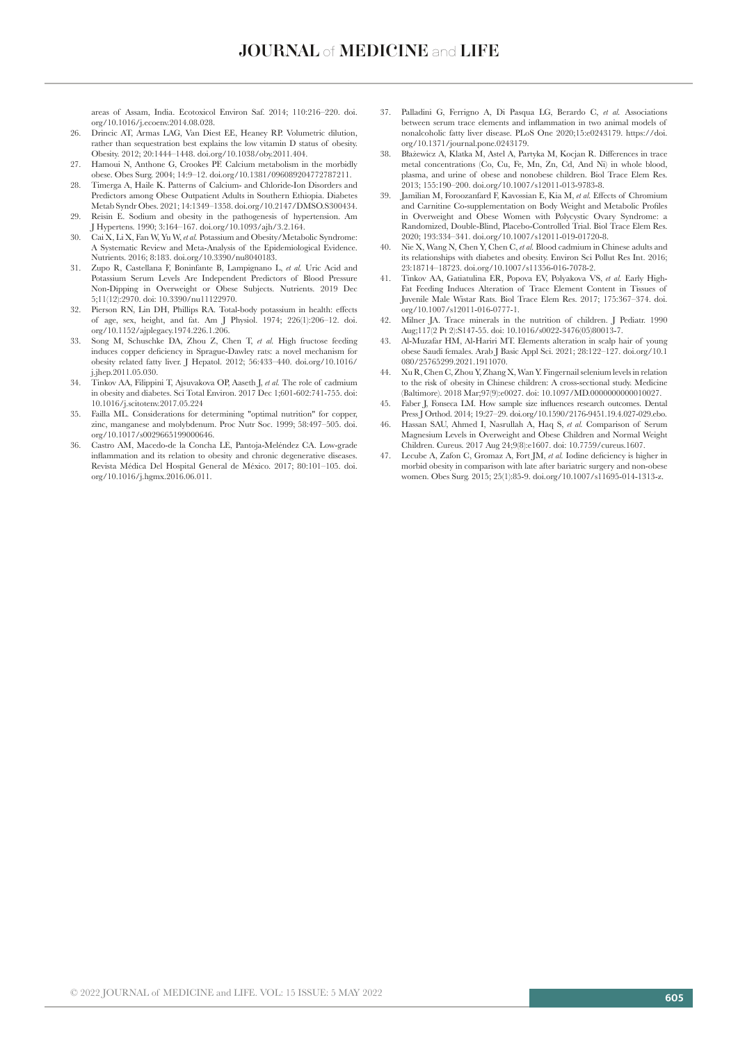areas of Assam, India. Ecotoxicol Environ Saf. 2014; 110:216–220. doi.org/10.1016/j.ecoenv.2014.08.028.

26. Drincic AT, Armas LAG, Van Diest EE, Heaney RP. Volumetric dilution, rather than sequestration best explains the low vitamin D status of obesity. Obesity. 2012; 20:1444–1448. doi.org/10.1038/oby.2011.404.
27. Hamoui N, Anthone G, Crookes PF. Calcium metabolism in the morbidly obese. Obes Surg. 2004; 14:9–12. doi.org/10.1381/096089204772787211.
28. Timerga A, Haile K. Patterns of Calcium- and Chloride-Ion Disorders and Predictors among Obese Outpatient Adults in Southern Ethiopia. Diabetes Metab Syndr Obes. 2021; 14:1349–1358. doi.org/10.2147/DMSO.S300434.
29. Reisin E. Sodium and obesity in the pathogenesis of hypertension. Am J Hypertens. 1990; 3:164–167. doi.org/10.1093/ajh/3.2.164.
30. Cai X, Li X, Fan W, Yu W, *et al.* Potassium and Obesity/Metabolic Syndrome: A Systematic Review and Meta-Analysis of the Epidemiological Evidence. Nutrients. 2016; 8:183. doi.org/10.3390/nu8040183.
31. Zupo R, Castellana F, Boninfante B, Lampignano L, *et al.* Uric Acid and Potassium Serum Levels Are Independent Predictors of Blood Pressure Non-Dipping in Overweight or Obese Subjects. Nutrients. 2019 Dec 5;11(12):2970. doi: 10.3390/nu11122970.
32. Pierson RN, Lin DH, Phillips RA. Total-body potassium in health: effects of age, sex, height, and fat. Am J Physiol. 1974; 226(1):206–12. doi.org/10.1152/ajplegacy.1974.226.1.206.
33. Song M, Schuschke DA, Zhou Z, Chen T, *et al.* High fructose feeding induces copper deficiency in Sprague-Dawley rats: a novel mechanism for obesity related fatty liver. J Hepatol. 2012; 56:433–440. doi.org/10.1016/j.jhep.2011.05.030.
34. Tinkov AA, Filippini T, Ajsuvakova OP, Aaseth J, *et al.* The role of cadmium in obesity and diabetes. Sci Total Environ. 2017 Dec 1;601-602:741-755. doi: 10.1016/j.scitotenv.2017.05.224
35. Failla ML. Considerations for determining "optimal nutrition" for copper, zinc, manganese and molybdenum. Proc Nutr Soc. 1999; 58:497–505. doi.org/10.1017/s0029665199000646.
36. Castro AM, Macedo-de la Concha LE, Pantoja-Meléndez CA. Low-grade inflammation and its relation to obesity and chronic degenerative diseases. Revista Médica Del Hospital General de México. 2017; 80:101–105. doi.org/10.1016/j.hgmx.2016.06.011.
37. Palladini G, Ferrigno A, Di Pasqua LG, Berardo C, *et al.* Associations between serum trace elements and inflammation in two animal models of nonalcoholic fatty liver disease. PLoS One 2020;15:e0243179. https://doi.org/10.1371/journal.pone.0243179.
38. Błażewicz A, Klatka M, Astel A, Partyka M, Kocjan R. Differences in trace metal concentrations (Co, Cu, Fe, Mn, Zn, Cd, And Ni) in whole blood, plasma, and urine of obese and nonobese children. Biol Trace Elem Res. 2013; 155:190–200. doi.org/10.1007/s12011-013-9783-8.
39. Jamilian M, Foroozanfard F, Kavossian E, Kia M, *et al.* Effects of Chromium and Carnitine Co-supplementation on Body Weight and Metabolic Profiles in Overweight and Obese Women with Polycystic Ovary Syndrome: a Randomized, Double-Blind, Placebo-Controlled Trial. Biol Trace Elem Res. 2020; 193:334–341. doi.org/10.1007/s12011-019-01720-8.
40. Nie X, Wang N, Chen Y, Chen C, *et al.* Blood cadmium in Chinese adults and its relationships with diabetes and obesity. Environ Sci Pollut Res Int. 2016; 23:18714–18723. doi.org/10.1007/s11356-016-7078-2.
41. Tinkov AA, Gatiatulina ER, Popova EV, Polyakova VS, *et al.* Early High-Fat Feeding Induces Alteration of Trace Element Content in Tissues of Juvenile Male Wistar Rats. Biol Trace Elem Res. 2017; 175:367–374. doi.org/10.1007/s12011-016-0777-1.
42. Milner JA. Trace minerals in the nutrition of children. J Pediatr. 1990 Aug;117(2 Pt 2):S147-55. doi: 10.1016/s0022-3476(05)80013-7.
43. Al-Muzafar HM, Al-Hariri MT. Elements alteration in scalp hair of young obese Saudi females. Arab J Basic Appl Sci. 2021; 28:122–127. doi.org/10.1080/25765299.2021.1911070.
44. Xu R, Chen C, Zhou Y, Zhang X, Wan Y. Fingernail selenium levels in relation to the risk of obesity in Chinese children: A cross-sectional study. Medicine (Baltimore). 2018 Mar;97(9):e0027. doi: 10.1097/MD.0000000000010027.
45. Faber J, Fonseca LM. How sample size influences research outcomes. Dental Press J Orthod. 2014; 19:27–29. doi.org/10.1590/2176-9451.19.4.027-029.ebo.
46. Hassan SAU, Ahmed I, Nasrullah A, Haq S, *et al.* Comparison of Serum Magnesium Levels in Overweight and Obese Children and Normal Weight Children. Cureus. 2017 Aug 24;9(8):e1607. doi: 10.7759/cureus.1607.
47. Lecube A, Zafon C, Gromaz A, Fort JM, *et al.* Iodine deficiency is higher in morbid obesity in comparison with late after bariatric surgery and non-obese women. Obes Surg. 2015; 25(1):85-9. doi.org/10.1007/s11695-014-1313-z.